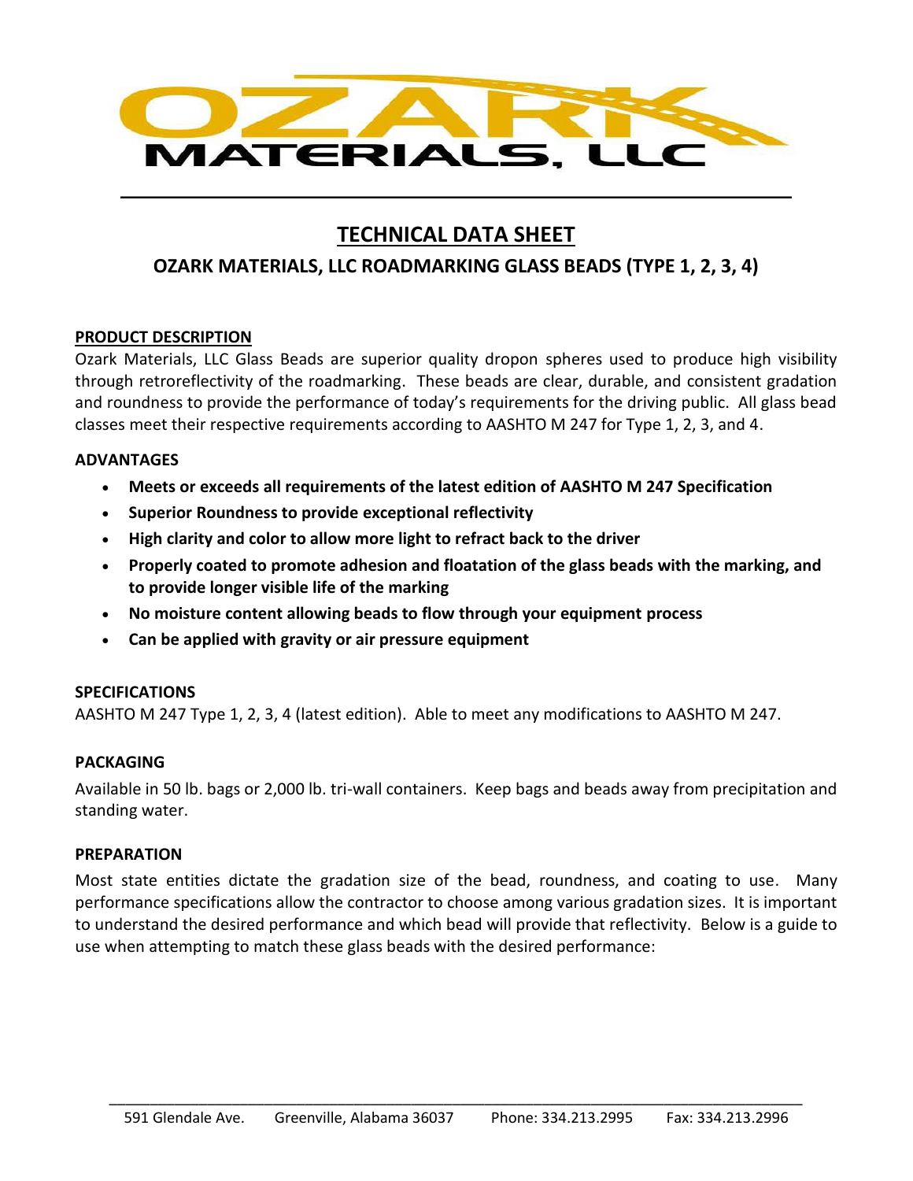# OZARK MATERIALS, LLC

## TECHNICAL DATA SHEET

### OZARK MATERIALS, LLC ROADMARKING GLASS BEADS (TYPE 1, 2, 3, 4)

**PRODUCT DESCRIPTION**

Ozark Materials, LLC Glass Beads are superior quality dropon spheres used to produce high visibility through retroreflectivity of the roadmarking. These beads are clear, durable, and consistent gradation and roundness to provide the performance of today's requirements for the driving public. All glass bead classes meet their respective requirements according to AASHTO M 247 for Type 1, 2, 3, and 4.

**ADVANTAGES**

- **Meets or exceeds all requirements of the latest edition of AASHTO M 247 Specification**
- **Superior Roundness to provide exceptional reflectivity**
- **High clarity and color to allow more light to refract back to the driver**
- **Properly coated to promote adhesion and floatation of the glass beads with the marking, and to provide longer visible life of the marking**
- **No moisture content allowing beads to flow through your equipment process**
- **Can be applied with gravity or air pressure equipment**

**SPECIFICATIONS**

AASHTO M 247 Type 1, 2, 3, 4 (latest edition). Able to meet any modifications to AASHTO M 247.

**PACKAGING**

Available in 50 lb. bags or 2,000 lb. tri-wall containers. Keep bags and beads away from precipitation and standing water.

**PREPARATION**

Most state entities dictate the gradation size of the bead, roundness, and coating to use. Many performance specifications allow the contractor to choose among various gradation sizes. It is important to understand the desired performance and which bead will provide that reflectivity. Below is a guide to use when attempting to match these glass beads with the desired performance:

591 Glendale Ave. Greenville, Alabama 36037 Phone: 334.213.2995 Fax: 334.213.2996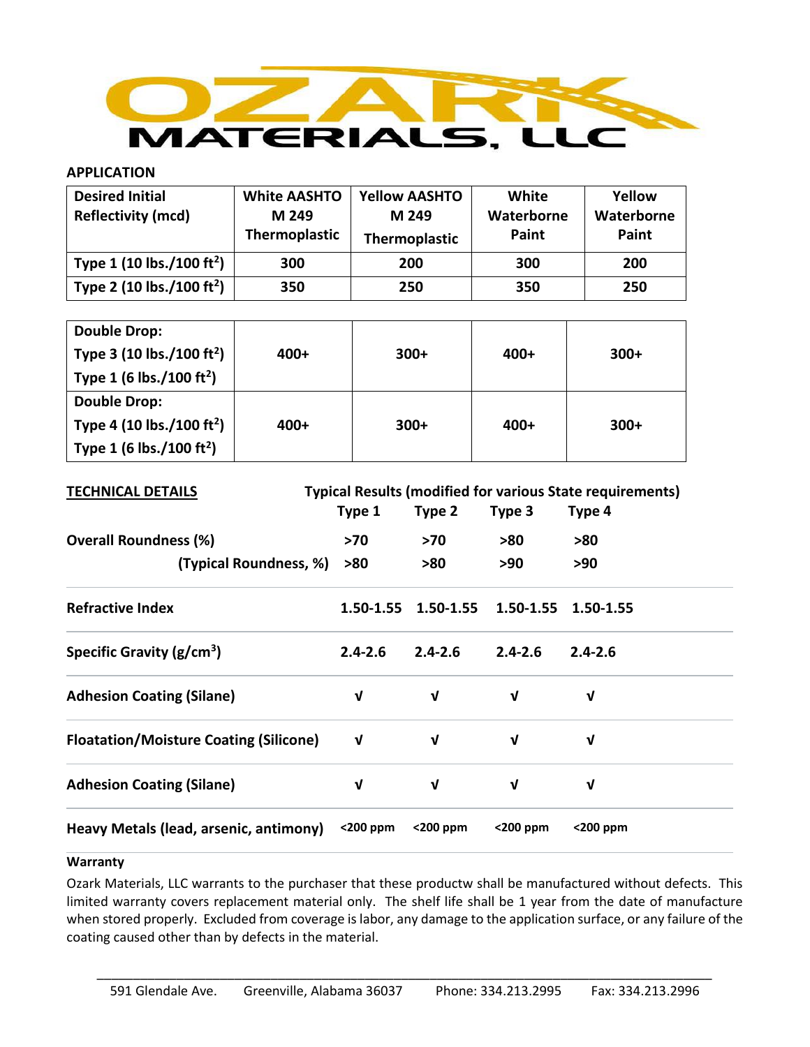OZARK MATERIALS, LLC

**APPLICATION**

| Desired Initial Reflectivity (mcd) | White AASHTO M 249 Thermoplastic | Yellow AASHTO M 249 Thermoplastic | White Waterborne Paint | Yellow Waterborne Paint |
|---|---|---|---|---|
| Type 1 (10 lbs./100 $ft^2$) | 300 | 200 | 300 | 200 |
| Type 2 (10 lbs./100 $ft^2$) | 350 | 250 | 350 | 250 |
| Double Drop: Type 3 (10 lbs./100 $ft^2$) Type 1 (6 lbs./100 $ft^2$) | 400+ | 300+ | 400+ | 300+ |
| Double Drop: Type 4 (10 lbs./100 $ft^2$) Type 1 (6 lbs./100 $ft^2$) | 400+ | 300+ | 400+ | 300+ |

**TECHNICAL DETAILS** — **Typical Results (modified for various State requirements)**

| | Type 1 | Type 2 | Type 3 | Type 4 |
|---|---|---|---|---|
| Overall Roundness (%) | >70 | >70 | >80 | >80 |
| (Typical Roundness, %) | >80 | >80 | >90 | >90 |
| Refractive Index | 1.50-1.55 | 1.50-1.55 | 1.50-1.55 | 1.50-1.55 |
| Specific Gravity (g/$cm^3$) | 2.4-2.6 | 2.4-2.6 | 2.4-2.6 | 2.4-2.6 |
| Adhesion Coating (Silane) | √ | √ | √ | √ |
| Floatation/Moisture Coating (Silicone) | √ | √ | √ | √ |
| Adhesion Coating (Silane) | √ | √ | √ | √ |
| Heavy Metals (lead, arsenic, antimony) | <200 ppm | <200 ppm | <200 ppm | <200 ppm |

**Warranty**

Ozark Materials, LLC warrants to the purchaser that these productw shall be manufactured without defects. This limited warranty covers replacement material only. The shelf life shall be 1 year from the date of manufacture when stored properly. Excluded from coverage is labor, any damage to the application surface, or any failure of the coating caused other than by defects in the material.

591 Glendale Ave. Greenville, Alabama 36037 Phone: 334.213.2995 Fax: 334.213.2996